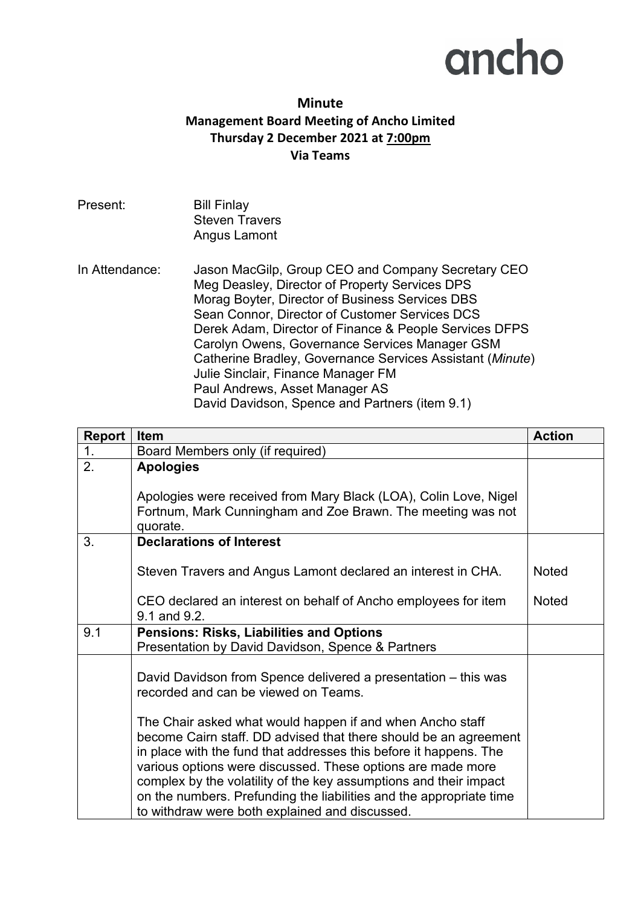ancho

# Minute

## Management Board Meeting of Ancho Limited

**Thursday 2 December 2021 at 7:00pm**

**Via Teams**

Present: Bill Finlay
Steven Travers
Angus Lamont

In Attendance: Jason MacGilp, Group CEO and Company Secretary CEO
Meg Deasley, Director of Property Services DPS
Morag Boyter, Director of Business Services DBS
Sean Connor, Director of Customer Services DCS
Derek Adam, Director of Finance & People Services DFPS
Carolyn Owens, Governance Services Manager GSM
Catherine Bradley, Governance Services Assistant (*Minute*)
Julie Sinclair, Finance Manager FM
Paul Andrews, Asset Manager AS
David Davidson, Spence and Partners (item 9.1)

| Report | Item | Action |
|---|---|---|
| 1. | Board Members only (if required) | |
| 2. | **Apologies**<br><br>Apologies were received from Mary Black (LOA), Colin Love, Nigel Fortnum, Mark Cunningham and Zoe Brawn. The meeting was not quorate. | |
| 3. | **Declarations of Interest**<br><br>Steven Travers and Angus Lamont declared an interest in CHA. | Noted |
| | CEO declared an interest on behalf of Ancho employees for item 9.1 and 9.2. | Noted |
| 9.1 | **Pensions: Risks, Liabilities and Options**<br>Presentation by David Davidson, Spence & Partners | |
| | David Davidson from Spence delivered a presentation – this was recorded and can be viewed on Teams.<br><br>The Chair asked what would happen if and when Ancho staff become Cairn staff. DD advised that there should be an agreement in place with the fund that addresses this before it happens. The various options were discussed. These options are made more complex by the volatility of the key assumptions and their impact on the numbers. Prefunding the liabilities and the appropriate time to withdraw were both explained and discussed. | |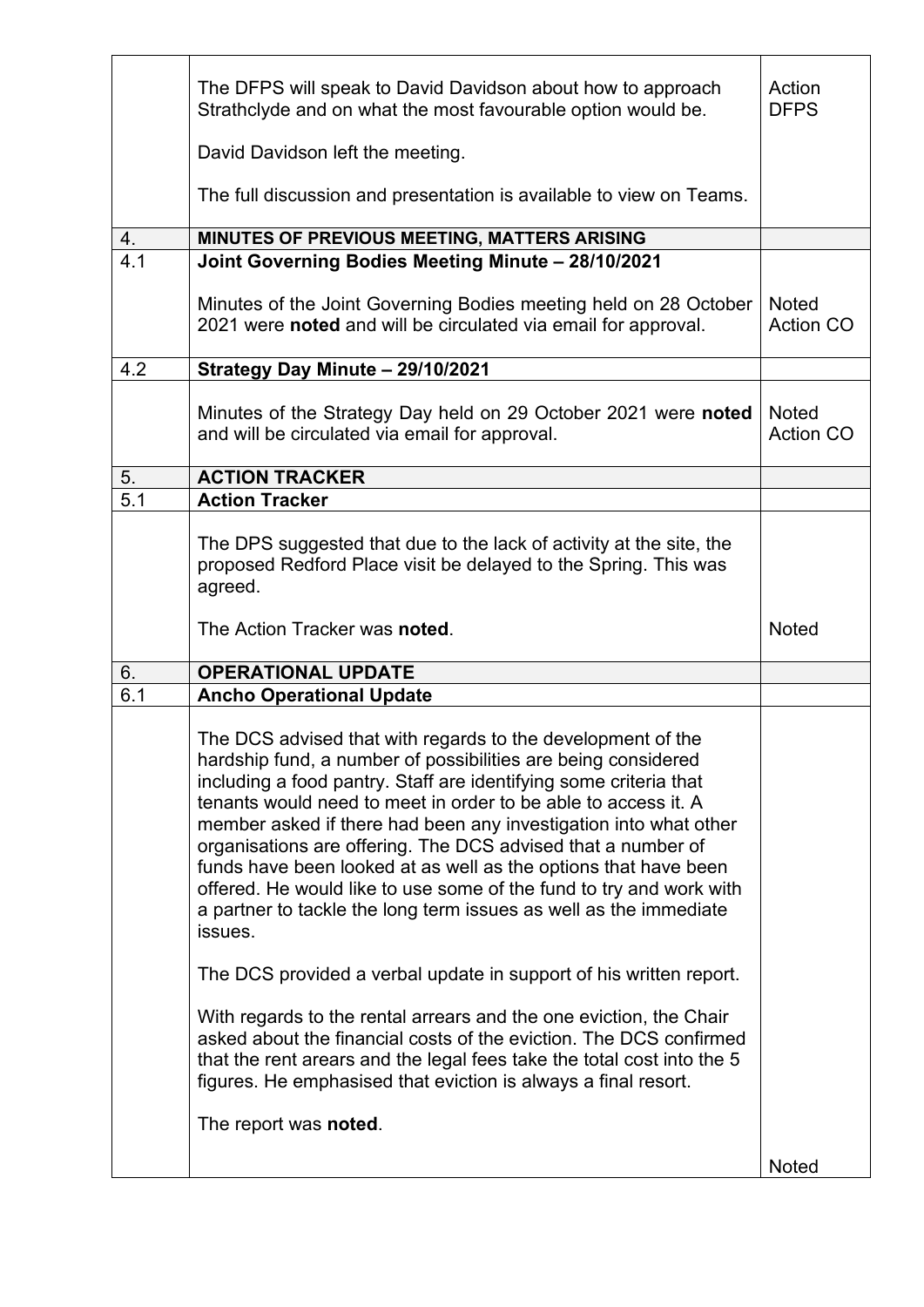|  |  |  |
|---|---|---|
|  | The DFPS will speak to David Davidson about how to approach Strathclyde and on what the most favourable option would be.<br><br>David Davidson left the meeting.<br><br>The full discussion and presentation is available to view on Teams. | Action DFPS |
| 4. | **MINUTES OF PREVIOUS MEETING, MATTERS ARISING** |  |
| 4.1 | **Joint Governing Bodies Meeting Minute – 28/10/2021**<br><br>Minutes of the Joint Governing Bodies meeting held on 28 October 2021 were **noted** and will be circulated via email for approval. | Noted<br>Action CO |
| 4.2 | **Strategy Day Minute – 29/10/2021** |  |
|  | Minutes of the Strategy Day held on 29 October 2021 were **noted** and will be circulated via email for approval. | Noted<br>Action CO |
| 5. | **ACTION TRACKER** |  |
| 5.1 | **Action Tracker** |  |
|  | The DPS suggested that due to the lack of activity at the site, the proposed Redford Place visit be delayed to the Spring. This was agreed.<br><br>The Action Tracker was **noted**. | Noted |
| 6. | **OPERATIONAL UPDATE** |  |
| 6.1 | **Ancho Operational Update** |  |
|  | The DCS advised that with regards to the development of the hardship fund, a number of possibilities are being considered including a food pantry. Staff are identifying some criteria that tenants would need to meet in order to be able to access it. A member asked if there had been any investigation into what other organisations are offering. The DCS advised that a number of funds have been looked at as well as the options that have been offered. He would like to use some of the fund to try and work with a partner to tackle the long term issues as well as the immediate issues.<br><br>The DCS provided a verbal update in support of his written report.<br><br>With regards to the rental arrears and the one eviction, the Chair asked about the financial costs of the eviction. The DCS confirmed that the rent arears and the legal fees take the total cost into the 5 figures. He emphasised that eviction is always a final resort.<br><br>The report was **noted**. | Noted |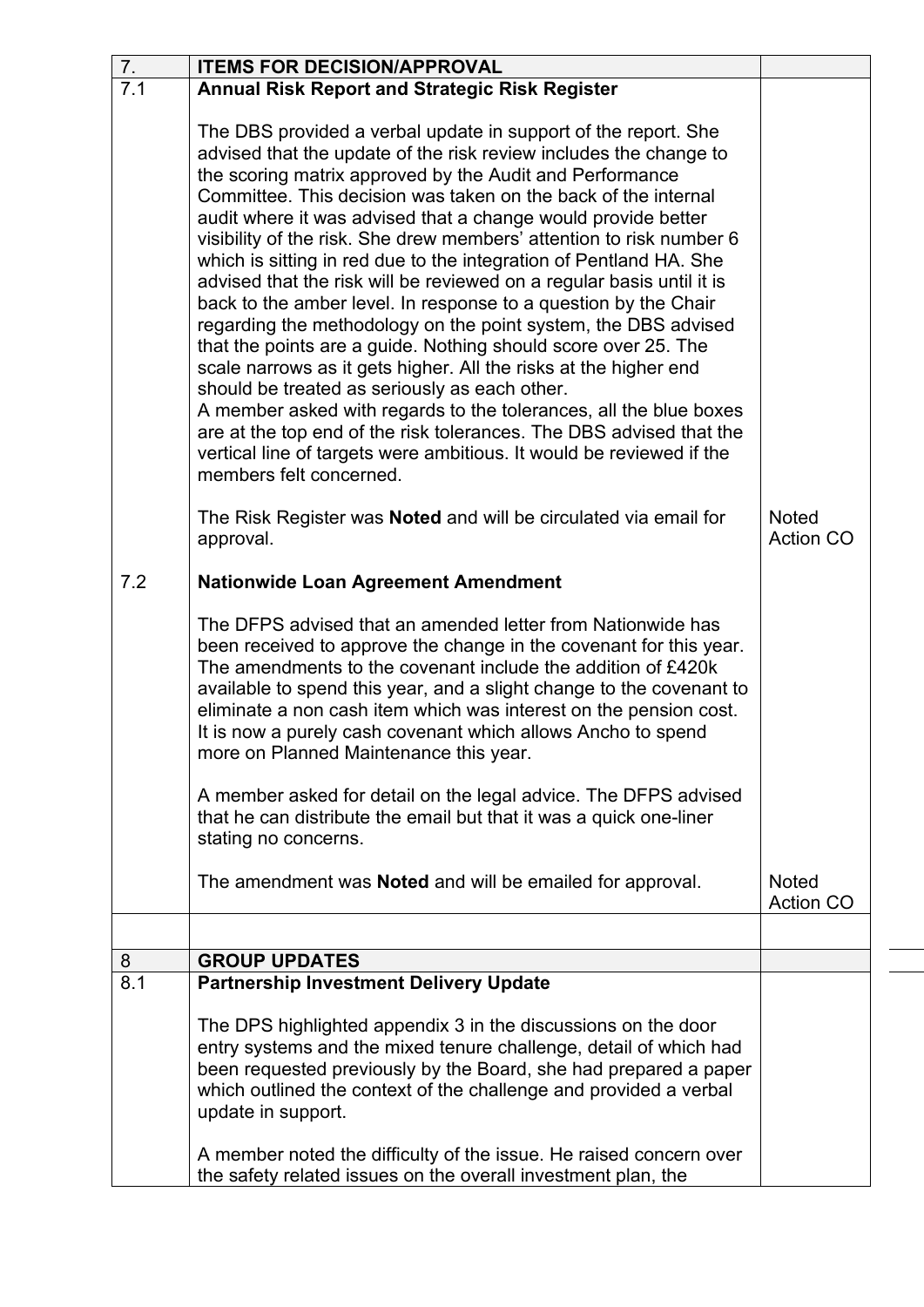| 7. | **ITEMS FOR DECISION/APPROVAL** | |
|---|---|---|
| 7.1 | **Annual Risk Report and Strategic Risk Register**<br><br>The DBS provided a verbal update in support of the report. She advised that the update of the risk review includes the change to the scoring matrix approved by the Audit and Performance Committee. This decision was taken on the back of the internal audit where it was advised that a change would provide better visibility of the risk. She drew members' attention to risk number 6 which is sitting in red due to the integration of Pentland HA. She advised that the risk will be reviewed on a regular basis until it is back to the amber level. In response to a question by the Chair regarding the methodology on the point system, the DBS advised that the points are a guide. Nothing should score over 25. The scale narrows as it gets higher. All the risks at the higher end should be treated as seriously as each other.<br>A member asked with regards to the tolerances, all the blue boxes are at the top end of the risk tolerances. The DBS advised that the vertical line of targets were ambitious. It would be reviewed if the members felt concerned.<br><br>The Risk Register was **Noted** and will be circulated via email for approval. | Noted<br>Action CO |
| 7.2 | **Nationwide Loan Agreement Amendment**<br><br>The DFPS advised that an amended letter from Nationwide has been received to approve the change in the covenant for this year. The amendments to the covenant include the addition of £420k available to spend this year, and a slight change to the covenant to eliminate a non cash item which was interest on the pension cost. It is now a purely cash covenant which allows Ancho to spend more on Planned Maintenance this year.<br><br>A member asked for detail on the legal advice. The DFPS advised that he can distribute the email but that it was a quick one-liner stating no concerns.<br><br>The amendment was **Noted** and will be emailed for approval. | Noted<br>Action CO |
| | | |
| 8 | **GROUP UPDATES** | |
| 8.1 | **Partnership Investment Delivery Update**<br><br>The DPS highlighted appendix 3 in the discussions on the door entry systems and the mixed tenure challenge, detail of which had been requested previously by the Board, she had prepared a paper which outlined the context of the challenge and provided a verbal update in support.<br><br>A member noted the difficulty of the issue. He raised concern over the safety related issues on the overall investment plan, the | |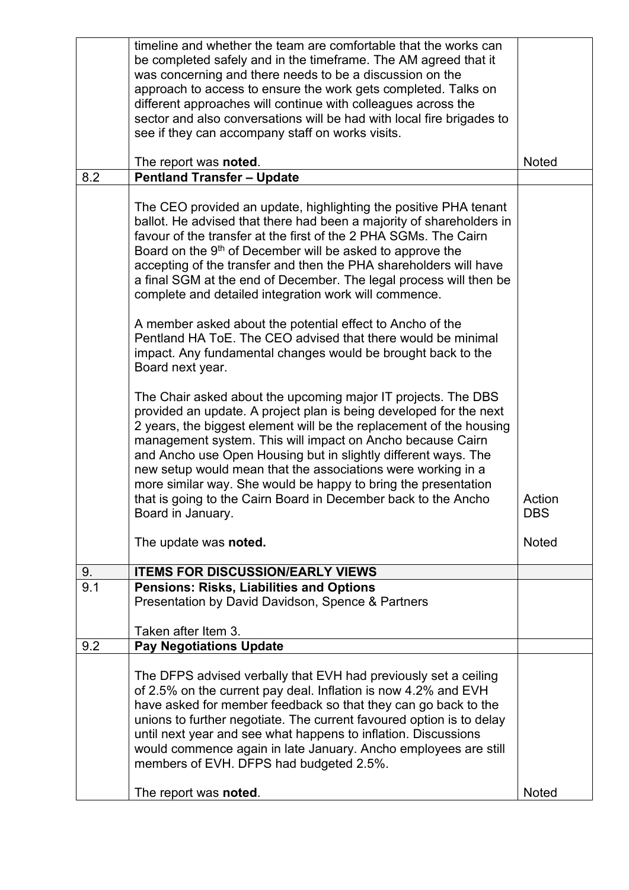| | | |
|---|---|---|
| | timeline and whether the team are comfortable that the works can be completed safely and in the timeframe. The AM agreed that it was concerning and there needs to be a discussion on the approach to access to ensure the work gets completed. Talks on different approaches will continue with colleagues across the sector and also conversations will be had with local fire brigades to see if they can accompany staff on works visits.<br><br>The report was **noted**. | Noted |
| 8.2 | **Pentland Transfer – Update** | |
| | The CEO provided an update, highlighting the positive PHA tenant ballot. He advised that there had been a majority of shareholders in favour of the transfer at the first of the 2 PHA SGMs. The Cairn Board on the 9th of December will be asked to approve the accepting of the transfer and then the PHA shareholders will have a final SGM at the end of December. The legal process will then be complete and detailed integration work will commence.<br><br>A member asked about the potential effect to Ancho of the Pentland HA ToE. The CEO advised that there would be minimal impact. Any fundamental changes would be brought back to the Board next year.<br><br>The Chair asked about the upcoming major IT projects. The DBS provided an update. A project plan is being developed for the next 2 years, the biggest element will be the replacement of the housing management system. This will impact on Ancho because Cairn and Ancho use Open Housing but in slightly different ways. The new setup would mean that the associations were working in a more similar way. She would be happy to bring the presentation that is going to the Cairn Board in December back to the Ancho Board in January.<br><br>The update was **noted.** | Action DBS<br><br>Noted |
| 9. | **ITEMS FOR DISCUSSION/EARLY VIEWS** | |
| 9.1 | **Pensions: Risks, Liabilities and Options**<br>Presentation by David Davidson, Spence & Partners<br><br>Taken after Item 3. | |
| 9.2 | **Pay Negotiations Update** | |
| | The DFPS advised verbally that EVH had previously set a ceiling of 2.5% on the current pay deal. Inflation is now 4.2% and EVH have asked for member feedback so that they can go back to the unions to further negotiate. The current favoured option is to delay until next year and see what happens to inflation. Discussions would commence again in late January. Ancho employees are still members of EVH. DFPS had budgeted 2.5%.<br><br>The report was **noted**. | Noted |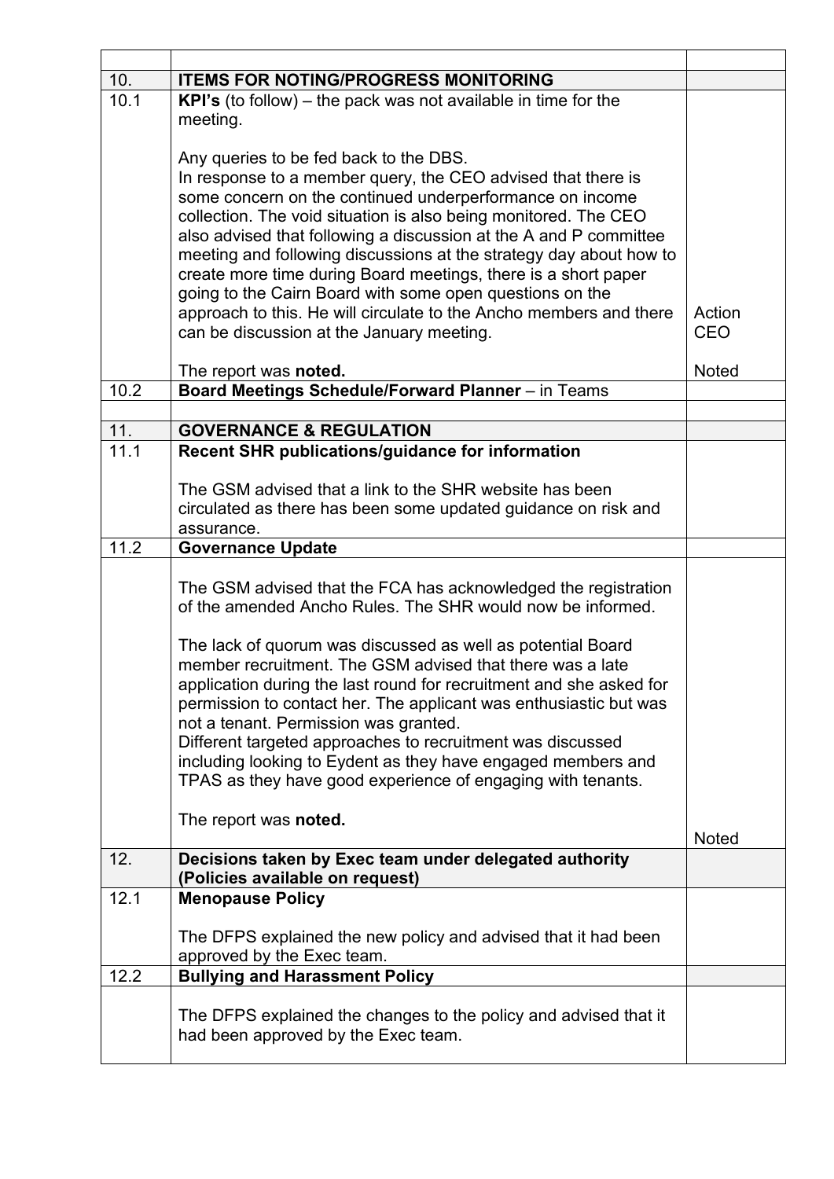| | | |
|---|---|---|
| 10. | **ITEMS FOR NOTING/PROGRESS MONITORING** | |
| 10.1 | **KPI's** (to follow) – the pack was not available in time for the meeting.<br><br>Any queries to be fed back to the DBS.<br>In response to a member query, the CEO advised that there is some concern on the continued underperformance on income collection. The void situation is also being monitored. The CEO also advised that following a discussion at the A and P committee meeting and following discussions at the strategy day about how to create more time during Board meetings, there is a short paper going to the Cairn Board with some open questions on the approach to this. He will circulate to the Ancho members and there can be discussion at the January meeting.<br><br>The report was **noted.** | Action CEO<br><br>Noted |
| 10.2 | **Board Meetings Schedule/Forward Planner** – in Teams | |
| | | |
| 11. | **GOVERNANCE & REGULATION** | |
| 11.1 | **Recent SHR publications/guidance for information**<br><br>The GSM advised that a link to the SHR website has been circulated as there has been some updated guidance on risk and assurance. | |
| 11.2 | **Governance Update** | |
| | The GSM advised that the FCA has acknowledged the registration of the amended Ancho Rules. The SHR would now be informed.<br><br>The lack of quorum was discussed as well as potential Board member recruitment. The GSM advised that there was a late application during the last round for recruitment and she asked for permission to contact her. The applicant was enthusiastic but was not a tenant. Permission was granted.<br>Different targeted approaches to recruitment was discussed including looking to Eydent as they have engaged members and TPAS as they have good experience of engaging with tenants.<br><br>The report was **noted.** | Noted |
| 12. | **Decisions taken by Exec team under delegated authority (Policies available on request)** | |
| 12.1 | **Menopause Policy**<br><br>The DFPS explained the new policy and advised that it had been approved by the Exec team. | |
| 12.2 | **Bullying and Harassment Policy** | |
| | The DFPS explained the changes to the policy and advised that it had been approved by the Exec team. | |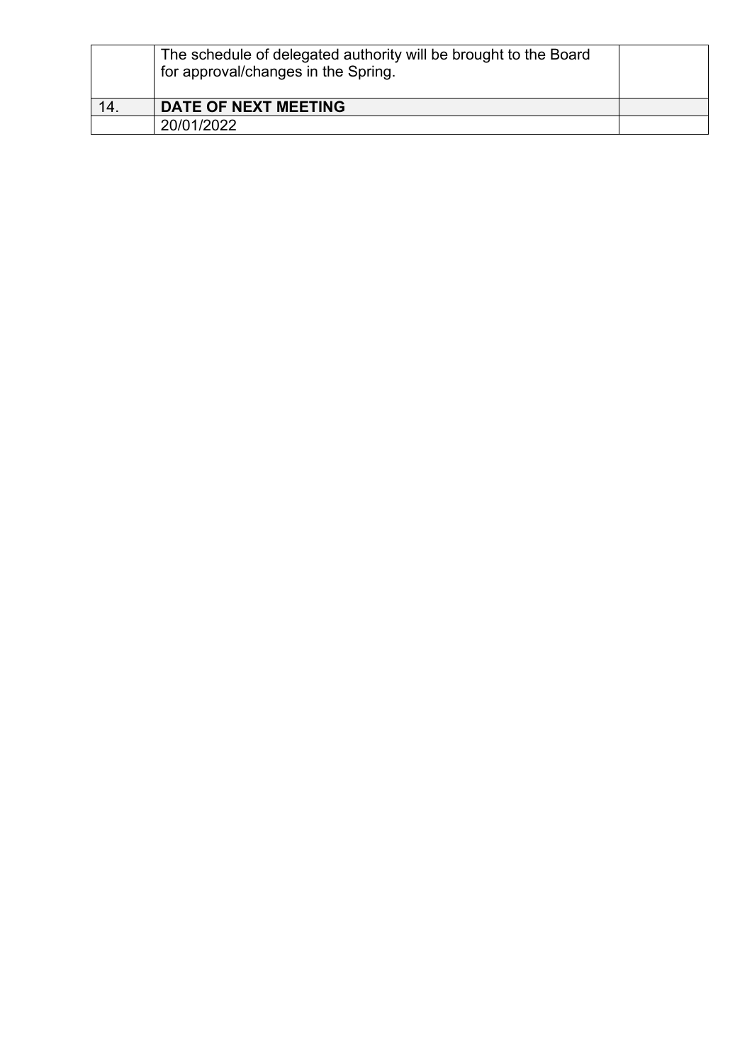| | | |
|---|---|---|
| | The schedule of delegated authority will be brought to the Board for approval/changes in the Spring. | |
| 14. | **DATE OF NEXT MEETING** | |
| | 20/01/2022 | |